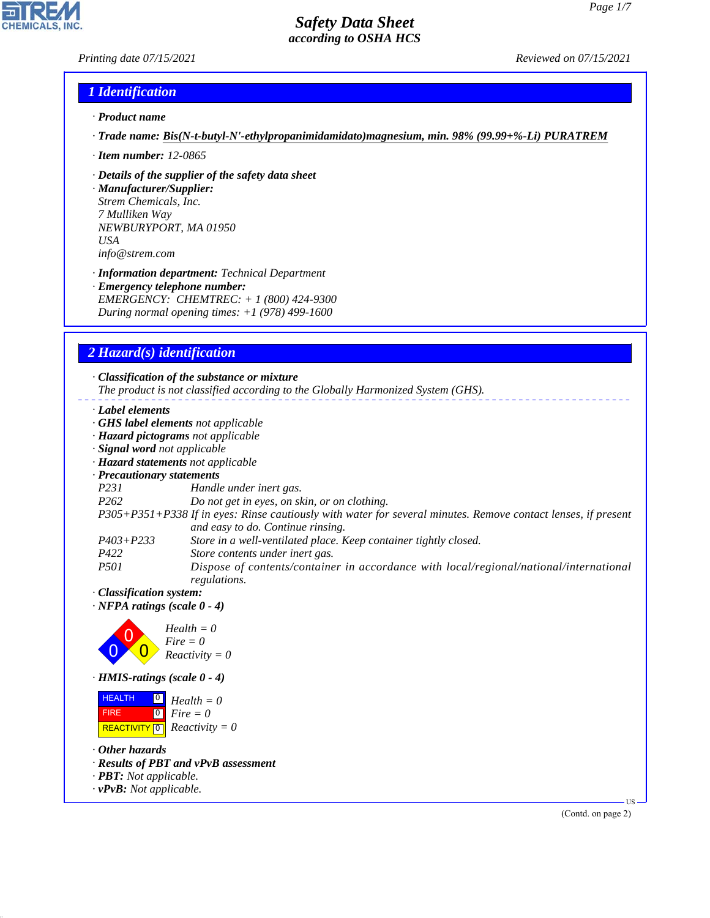# Safety Data Sheet
## according to OSHA HCS

Printing date 07/15/2021 Reviewed on 07/15/2021

## 1 Identification

· **Product name**

· **Trade name:** **Bis(N-t-butyl-N'-ethylpropanimidamidato)magnesium, min. 98% (99.99+%-Li) PURATREM**

· **Item number:** 12-0865

· **Details of the supplier of the safety data sheet**
· **Manufacturer/Supplier:**
Strem Chemicals, Inc.
7 Mulliken Way
NEWBURYPORT, MA 01950
USA
info@strem.com

· **Information department:** Technical Department
· **Emergency telephone number:**
EMERGENCY: CHEMTREC: + 1 (800) 424-9300
During normal opening times: +1 (978) 499-1600

## 2 Hazard(s) identification

· **Classification of the substance or mixture**
The product is not classified according to the Globally Harmonized System (GHS).

· **Label elements**
· **GHS label elements** not applicable
· **Hazard pictograms** not applicable
· **Signal word** not applicable
· **Hazard statements** not applicable
· **Precautionary statements**

| | |
|---|---|
| P231 | Handle under inert gas. |
| P262 | Do not get in eyes, on skin, or on clothing. |
| P305+P351+P338 | If in eyes: Rinse cautiously with water for several minutes. Remove contact lenses, if present and easy to do. Continue rinsing. |
| P403+P233 | Store in a well-ventilated place. Keep container tightly closed. |
| P422 | Store contents under inert gas. |
| P501 | Dispose of contents/container in accordance with local/regional/national/international regulations. |

· **Classification system:**
· **NFPA ratings (scale 0 - 4)**

Health = 0
Fire = 0
Reactivity = 0

· **HMIS-ratings (scale 0 - 4)**

| | | |
|---|---|---|
| HEALTH | 0 | Health = 0 |
| FIRE | 0 | Fire = 0 |
| REACTIVITY | 0 | Reactivity = 0 |

· **Other hazards**
· **Results of PBT and vPvB assessment**
· **PBT:** Not applicable.
· **vPvB:** Not applicable.

(Contd. on page 2)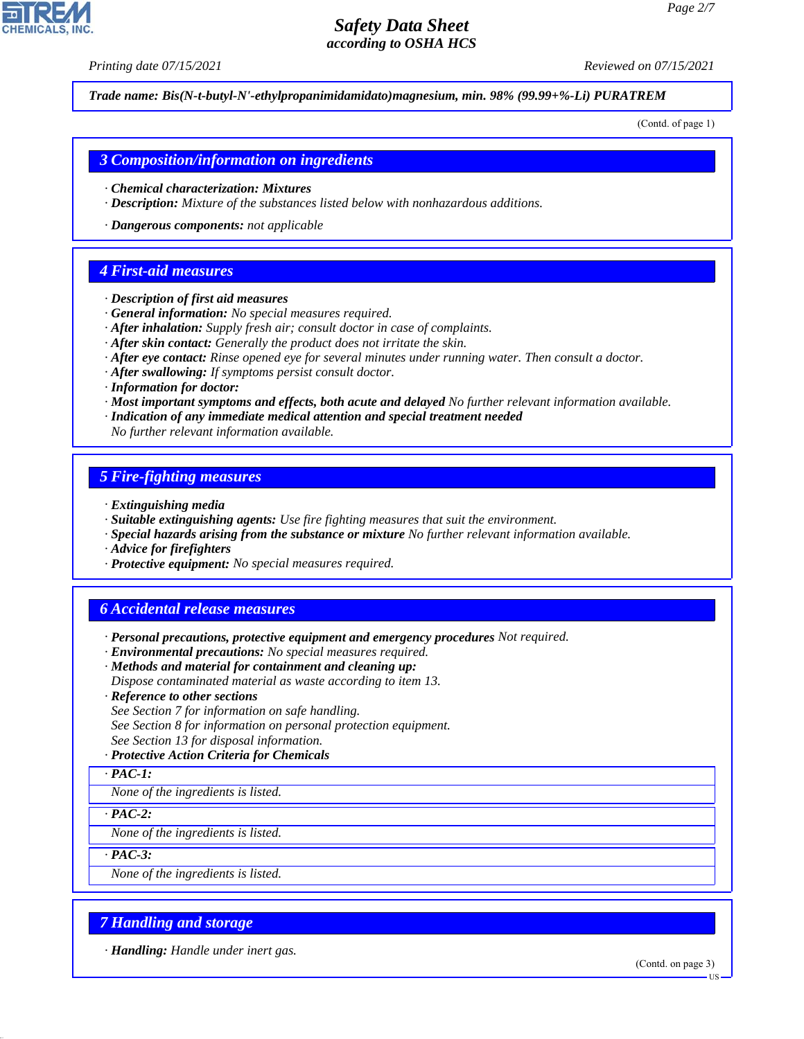**Trade name: Bis(N-t-butyl-N'-ethylpropanimidamidato)magnesium, min. 98% (99.99+%-Li) PURATREM**

(Contd. of page 1)

## 3 Composition/information on ingredients

· **Chemical characterization: Mixtures**
· **Description:** Mixture of the substances listed below with nonhazardous additions.

· **Dangerous components:** not applicable

## 4 First-aid measures

· **Description of first aid measures**
· **General information:** No special measures required.
· **After inhalation:** Supply fresh air; consult doctor in case of complaints.
· **After skin contact:** Generally the product does not irritate the skin.
· **After eye contact:** Rinse opened eye for several minutes under running water. Then consult a doctor.
· **After swallowing:** If symptoms persist consult doctor.
· **Information for doctor:**
· **Most important symptoms and effects, both acute and delayed** No further relevant information available.
· **Indication of any immediate medical attention and special treatment needed**
No further relevant information available.

## 5 Fire-fighting measures

· **Extinguishing media**
· **Suitable extinguishing agents:** Use fire fighting measures that suit the environment.
· **Special hazards arising from the substance or mixture** No further relevant information available.
· **Advice for firefighters**
· **Protective equipment:** No special measures required.

## 6 Accidental release measures

· **Personal precautions, protective equipment and emergency procedures** Not required.
· **Environmental precautions:** No special measures required.
· **Methods and material for containment and cleaning up:**
Dispose contaminated material as waste according to item 13.
· **Reference to other sections**
See Section 7 for information on safe handling.
See Section 8 for information on personal protection equipment.
See Section 13 for disposal information.
· **Protective Action Criteria for Chemicals**

· **PAC-1:**
None of the ingredients is listed.

· **PAC-2:**
None of the ingredients is listed.

· **PAC-3:**
None of the ingredients is listed.

## 7 Handling and storage

· **Handling:** Handle under inert gas.

(Contd. on page 3)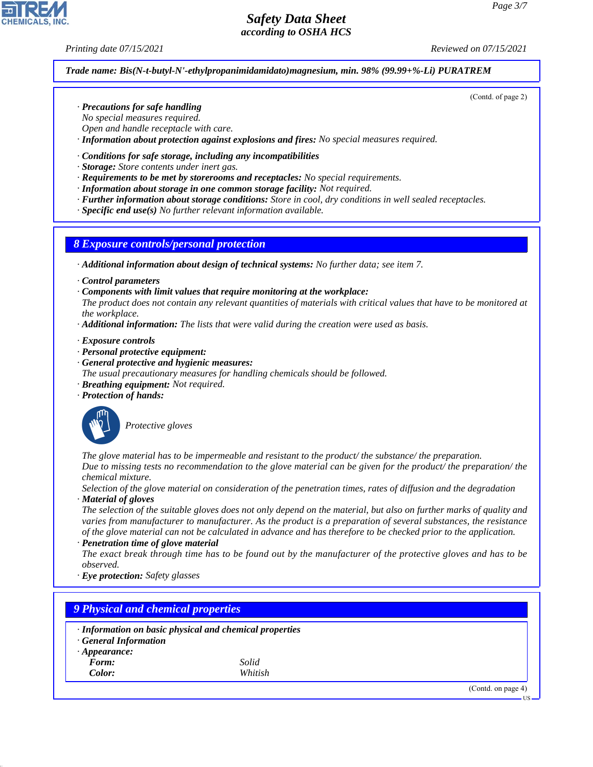**Trade name: Bis(N-t-butyl-N'-ethylpropanimidamidato)magnesium, min. 98% (99.99+%-Li) PURATREM**

(Contd. of page 2)

· **Precautions for safe handling**
No special measures required.
Open and handle receptacle with care.
· **Information about protection against explosions and fires:** No special measures required.

· **Conditions for safe storage, including any incompatibilities**
· **Storage:** Store contents under inert gas.
· **Requirements to be met by storerooms and receptacles:** No special requirements.
· **Information about storage in one common storage facility:** Not required.
· **Further information about storage conditions:** Store in cool, dry conditions in well sealed receptacles.
· **Specific end use(s)** No further relevant information available.

## 8 Exposure controls/personal protection

· **Additional information about design of technical systems:** No further data; see item 7.

· **Control parameters**
· **Components with limit values that require monitoring at the workplace:**
The product does not contain any relevant quantities of materials with critical values that have to be monitored at the workplace.
· **Additional information:** The lists that were valid during the creation were used as basis.

· **Exposure controls**
· **Personal protective equipment:**
· **General protective and hygienic measures:**
The usual precautionary measures for handling chemicals should be followed.
· **Breathing equipment:** Not required.
· **Protection of hands:**

Protective gloves

The glove material has to be impermeable and resistant to the product/ the substance/ the preparation.
Due to missing tests no recommendation to the glove material can be given for the product/ the preparation/ the chemical mixture.
Selection of the glove material on consideration of the penetration times, rates of diffusion and the degradation
· **Material of gloves**
The selection of the suitable gloves does not only depend on the material, but also on further marks of quality and varies from manufacturer to manufacturer. As the product is a preparation of several substances, the resistance of the glove material can not be calculated in advance and has therefore to be checked prior to the application.
· **Penetration time of glove material**
The exact break through time has to be found out by the manufacturer of the protective gloves and has to be observed.
· **Eye protection:** Safety glasses

## 9 Physical and chemical properties

· **Information on basic physical and chemical properties**
· **General Information**
· **Appearance:**

| | |
|---|---|
| **Form:** | Solid |
| **Color:** | Whitish |

(Contd. on page 4)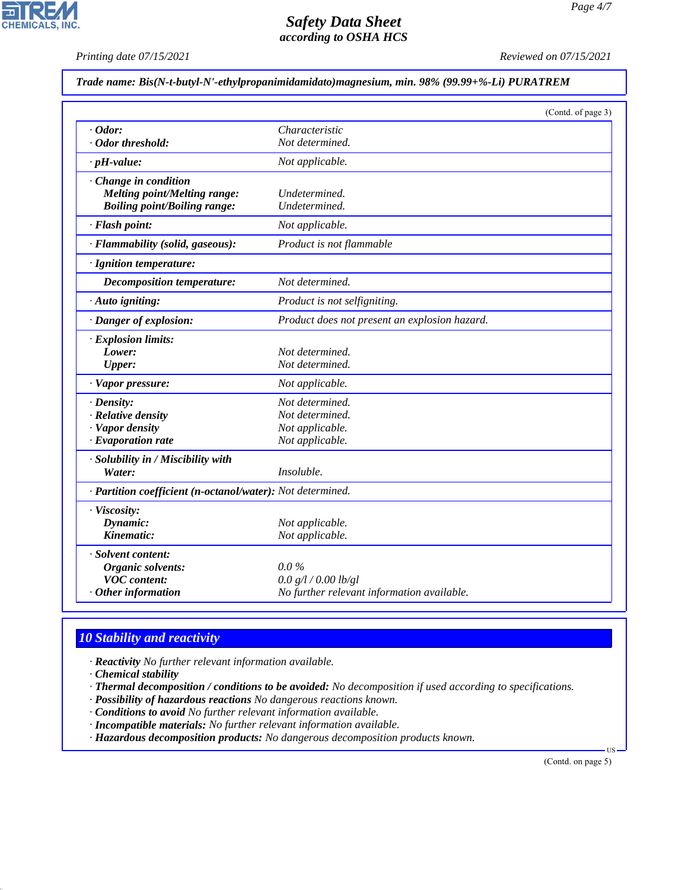*Trade name: Bis(N-t-butyl-N'-ethylpropanimidamidato)magnesium, min. 98% (99.99+%-Li) PURATREM*

(Contd. of page 3)

| | |
|---|---|
| · **Odor:** | Characteristic |
| · **Odor threshold:** | Not determined. |
| · **pH-value:** | Not applicable. |
| · **Change in condition** | |
| **Melting point/Melting range:** | Undetermined. |
| **Boiling point/Boiling range:** | Undetermined. |
| · **Flash point:** | Not applicable. |
| · **Flammability (solid, gaseous):** | Product is not flammable |
| · **Ignition temperature:** | |
| **Decomposition temperature:** | Not determined. |
| · **Auto igniting:** | Product is not selfigniting. |
| · **Danger of explosion:** | Product does not present an explosion hazard. |
| · **Explosion limits:** | |
| **Lower:** | Not determined. |
| **Upper:** | Not determined. |
| · **Vapor pressure:** | Not applicable. |
| · **Density:** | Not determined. |
| · **Relative density** | Not determined. |
| · **Vapor density** | Not applicable. |
| · **Evaporation rate** | Not applicable. |
| · **Solubility in / Miscibility with** | |
| **Water:** | Insoluble. |
| · **Partition coefficient (n-octanol/water):** | Not determined. |
| · **Viscosity:** | |
| **Dynamic:** | Not applicable. |
| **Kinematic:** | Not applicable. |
| · **Solvent content:** | |
| **Organic solvents:** | 0.0 % |
| **VOC content:** | 0.0 g/l / 0.00 lb/gl |
| · **Other information** | No further relevant information available. |

## 10 Stability and reactivity

· **Reactivity** No further relevant information available.
· **Chemical stability**
· **Thermal decomposition / conditions to be avoided:** No decomposition if used according to specifications.
· **Possibility of hazardous reactions** No dangerous reactions known.
· **Conditions to avoid** No further relevant information available.
· **Incompatible materials:** No further relevant information available.
· **Hazardous decomposition products:** No dangerous decomposition products known.

(Contd. on page 5)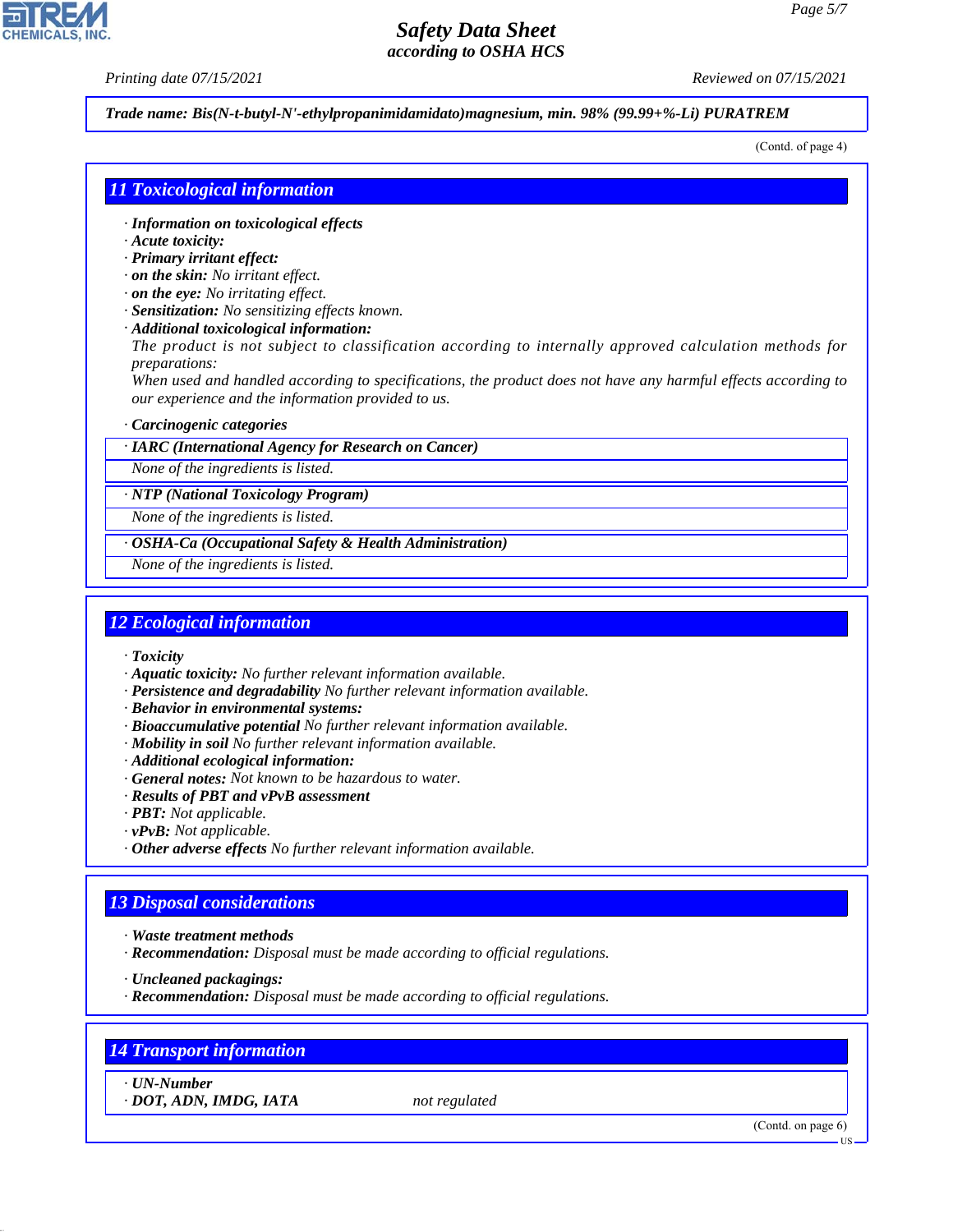Trade name: Bis(N-t-butyl-N'-ethylpropanimidamidato)magnesium, min. 98% (99.99+%-Li) PURATREM

(Contd. of page 4)

## 11 Toxicological information

· **Information on toxicological effects**
· **Acute toxicity:**
· **Primary irritant effect:**
· **on the skin:** No irritant effect.
· **on the eye:** No irritating effect.
· **Sensitization:** No sensitizing effects known.
· **Additional toxicological information:**
The product is not subject to classification according to internally approved calculation methods for preparations:
When used and handled according to specifications, the product does not have any harmful effects according to our experience and the information provided to us.

· **Carcinogenic categories**

· **IARC (International Agency for Research on Cancer)**
None of the ingredients is listed.

· **NTP (National Toxicology Program)**
None of the ingredients is listed.

· **OSHA-Ca (Occupational Safety & Health Administration)**
None of the ingredients is listed.

## 12 Ecological information

· **Toxicity**
· **Aquatic toxicity:** No further relevant information available.
· **Persistence and degradability** No further relevant information available.
· **Behavior in environmental systems:**
· **Bioaccumulative potential** No further relevant information available.
· **Mobility in soil** No further relevant information available.
· **Additional ecological information:**
· **General notes:** Not known to be hazardous to water.
· **Results of PBT and vPvB assessment**
· **PBT:** Not applicable.
· **vPvB:** Not applicable.
· **Other adverse effects** No further relevant information available.

## 13 Disposal considerations

· **Waste treatment methods**
· **Recommendation:** Disposal must be made according to official regulations.

· **Uncleaned packagings:**
· **Recommendation:** Disposal must be made according to official regulations.

## 14 Transport information

· **UN-Number**
· **DOT, ADN, IMDG, IATA** not regulated

(Contd. on page 6)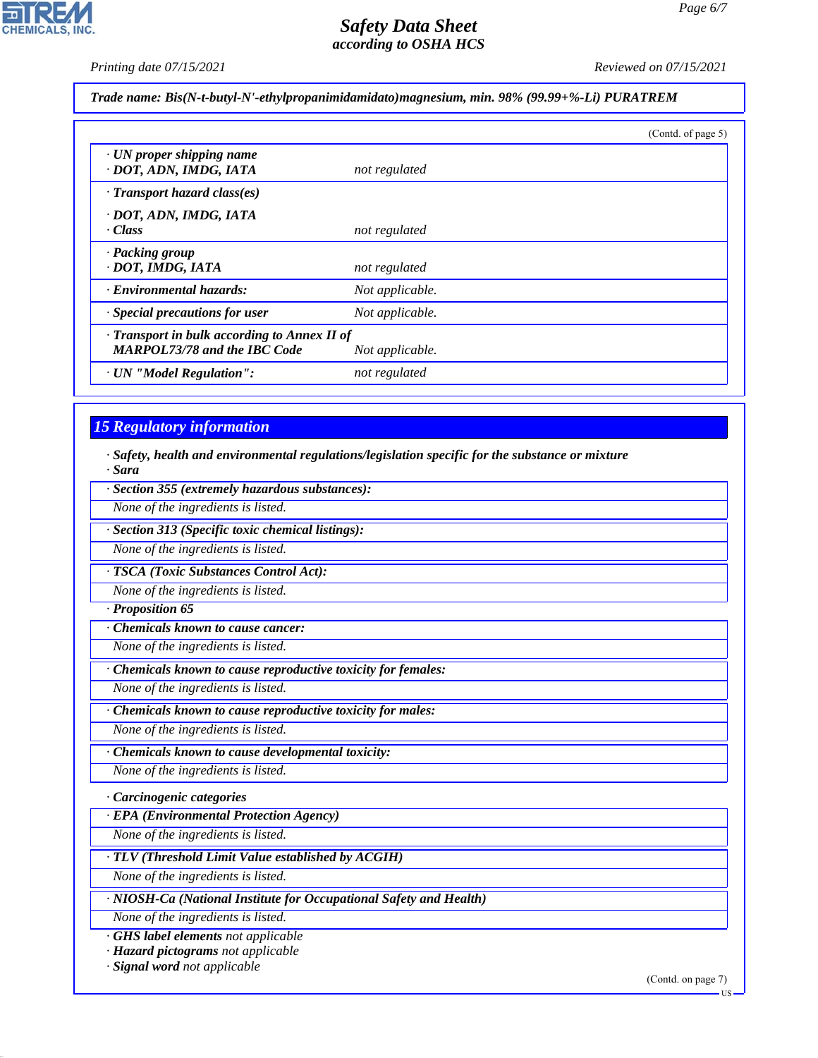Trade name: Bis(N-t-butyl-N'-ethylpropanimidamidato)magnesium, min. 98% (99.99+%-Li) PURATREM

(Contd. of page 5)

| | |
|---|---|
| · **UN proper shipping name** · **DOT, ADN, IMDG, IATA** | not regulated |
| · **Transport hazard class(es)** · **DOT, ADN, IMDG, IATA** · **Class** | not regulated |
| · **Packing group** · **DOT, IMDG, IATA** | not regulated |
| · **Environmental hazards:** | Not applicable. |
| · **Special precautions for user** | Not applicable. |
| · **Transport in bulk according to Annex II of MARPOL73/78 and the IBC Code** | Not applicable. |
| · **UN "Model Regulation":** | not regulated |

## 15 Regulatory information

· **Safety, health and environmental regulations/legislation specific for the substance or mixture**
· **Sara**

· **Section 355 (extremely hazardous substances):**
None of the ingredients is listed.

· **Section 313 (Specific toxic chemical listings):**
None of the ingredients is listed.

· **TSCA (Toxic Substances Control Act):**
None of the ingredients is listed.

· **Proposition 65**

· **Chemicals known to cause cancer:**
None of the ingredients is listed.

· **Chemicals known to cause reproductive toxicity for females:**
None of the ingredients is listed.

· **Chemicals known to cause reproductive toxicity for males:**
None of the ingredients is listed.

· **Chemicals known to cause developmental toxicity:**
None of the ingredients is listed.

· **Carcinogenic categories**

· **EPA (Environmental Protection Agency)**
None of the ingredients is listed.

· **TLV (Threshold Limit Value established by ACGIH)**
None of the ingredients is listed.

· **NIOSH-Ca (National Institute for Occupational Safety and Health)**
None of the ingredients is listed.

· **GHS label elements** not applicable
· **Hazard pictograms** not applicable
· **Signal word** not applicable

(Contd. on page 7)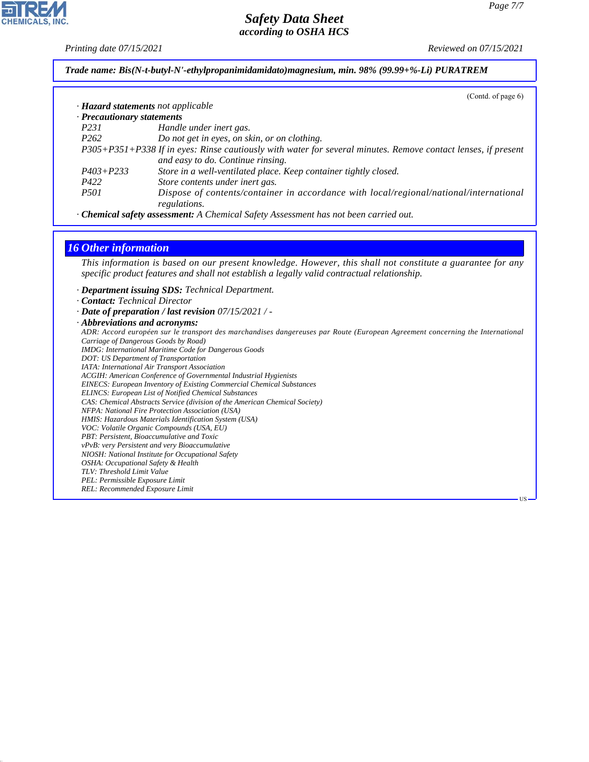**Trade name: Bis(N-t-butyl-N'-ethylpropanimidamidato)magnesium, min. 98% (99.99+%-Li) PURATREM**

(Contd. of page 6)

· **Hazard statements** not applicable

· **Precautionary statements**

| | |
|---|---|
| P231 | Handle under inert gas. |
| P262 | Do not get in eyes, on skin, or on clothing. |
| P305+P351+P338 | If in eyes: Rinse cautiously with water for several minutes. Remove contact lenses, if present and easy to do. Continue rinsing. |
| P403+P233 | Store in a well-ventilated place. Keep container tightly closed. |
| P422 | Store contents under inert gas. |
| P501 | Dispose of contents/container in accordance with local/regional/national/international regulations. |

· **Chemical safety assessment:** A Chemical Safety Assessment has not been carried out.

## 16 Other information

This information is based on our present knowledge. However, this shall not constitute a guarantee for any specific product features and shall not establish a legally valid contractual relationship.

· **Department issuing SDS:** Technical Department.

· **Contact:** Technical Director

· **Date of preparation / last revision** 07/15/2021 / -

· **Abbreviations and acronyms:**

ADR: Accord européen sur le transport des marchandises dangereuses par Route (European Agreement concerning the International Carriage of Dangerous Goods by Road)
IMDG: International Maritime Code for Dangerous Goods
DOT: US Department of Transportation
IATA: International Air Transport Association
ACGIH: American Conference of Governmental Industrial Hygienists
EINECS: European Inventory of Existing Commercial Chemical Substances
ELINCS: European List of Notified Chemical Substances
CAS: Chemical Abstracts Service (division of the American Chemical Society)
NFPA: National Fire Protection Association (USA)
HMIS: Hazardous Materials Identification System (USA)
VOC: Volatile Organic Compounds (USA, EU)
PBT: Persistent, Bioaccumulative and Toxic
vPvB: very Persistent and very Bioaccumulative
NIOSH: National Institute for Occupational Safety
OSHA: Occupational Safety & Health
TLV: Threshold Limit Value
PEL: Permissible Exposure Limit
REL: Recommended Exposure Limit